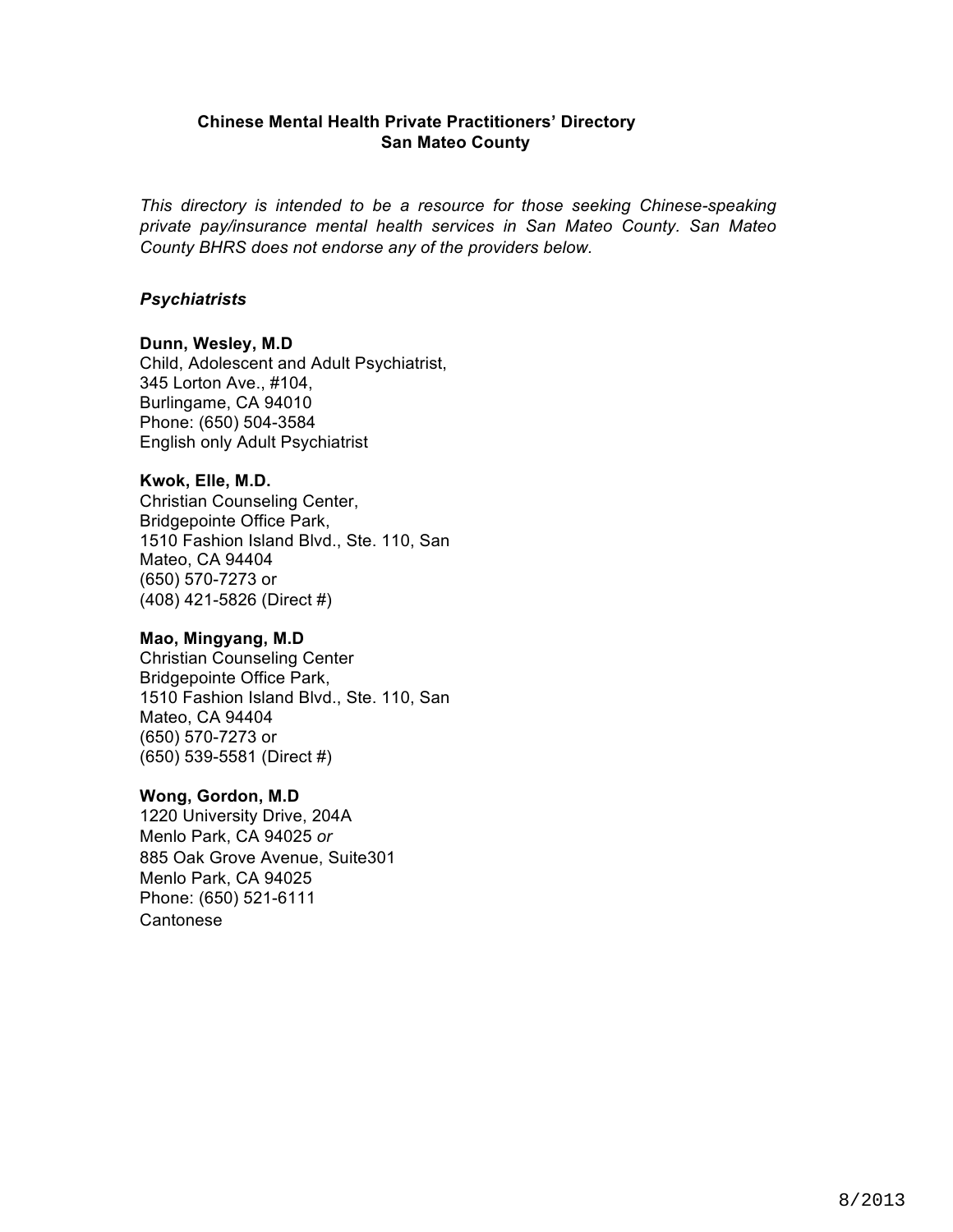**Chinese Mental Health Private Practitioners' Directory**
**San Mateo County**

*This directory is intended to be a resource for those seeking Chinese-speaking private pay/insurance mental health services in San Mateo County. San Mateo County BHRS does not endorse any of the providers below.*

***Psychiatrists***

**Dunn, Wesley, M.D**
Child, Adolescent and Adult Psychiatrist,
345 Lorton Ave., #104,
Burlingame, CA 94010
Phone: (650) 504-3584
English only Adult Psychiatrist

**Kwok, Elle, M.D.**
Christian Counseling Center,
Bridgepointe Office Park,
1510 Fashion Island Blvd., Ste. 110, San Mateo, CA 94404
(650) 570-7273 or
(408) 421-5826 (Direct #)

**Mao, Mingyang, M.D**
Christian Counseling Center
Bridgepointe Office Park,
1510 Fashion Island Blvd., Ste. 110, San Mateo, CA 94404
(650) 570-7273 or
(650) 539-5581 (Direct #)

**Wong, Gordon, M.D**
1220 University Drive, 204A
Menlo Park, CA 94025 *or*
885 Oak Grove Avenue, Suite301
Menlo Park, CA 94025
Phone: (650) 521-6111
Cantonese

8/2013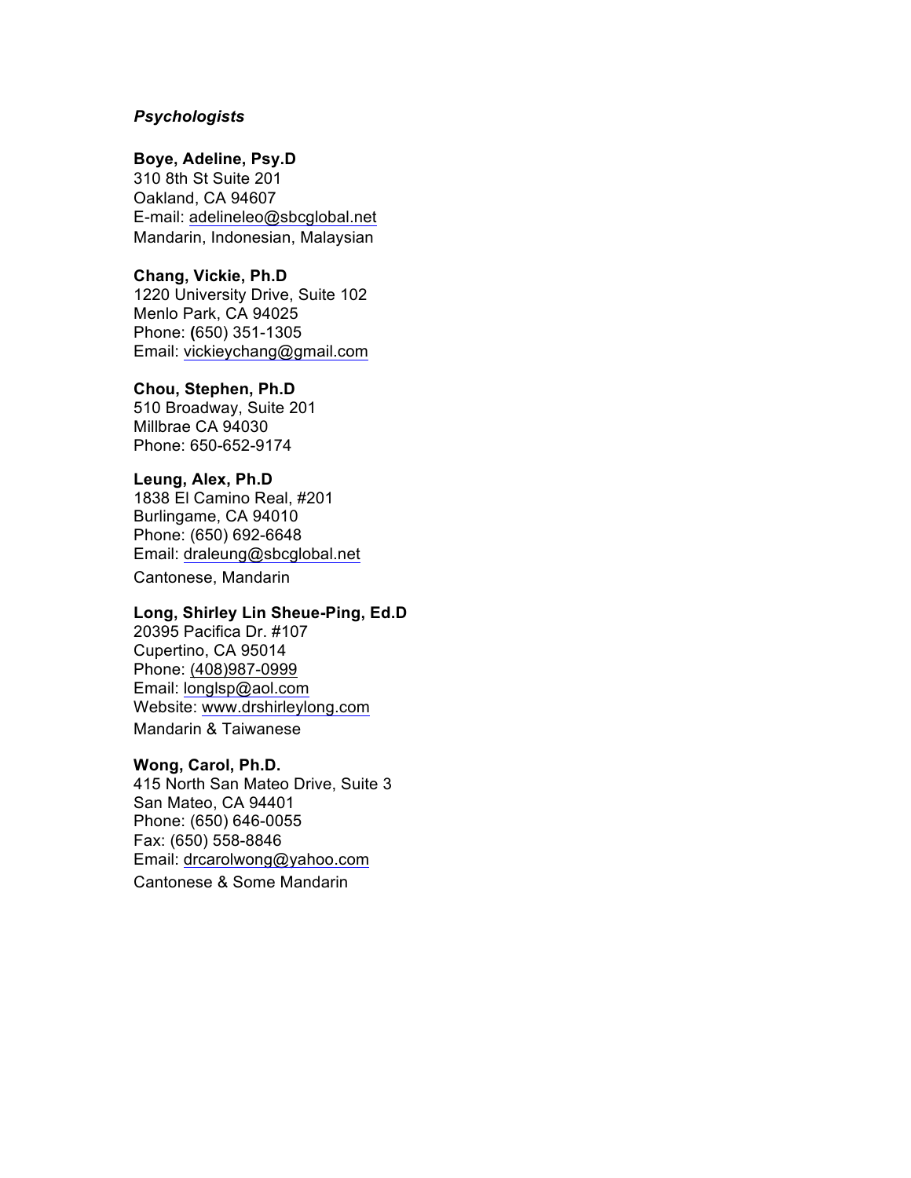*Psychologists*

**Boye, Adeline, Psy.D**
310 8th St Suite 201
Oakland, CA 94607
E-mail: adelineleo@sbcglobal.net
Mandarin, Indonesian, Malaysian

**Chang, Vickie, Ph.D**
1220 University Drive, Suite 102
Menlo Park, CA 94025
Phone: (650) 351-1305
Email: vickieychang@gmail.com

**Chou, Stephen, Ph.D**
510 Broadway, Suite 201
Millbrae CA 94030
Phone: 650-652-9174

**Leung, Alex, Ph.D**
1838 El Camino Real, #201
Burlingame, CA 94010
Phone: (650) 692-6648
Email: draleung@sbcglobal.net
Cantonese, Mandarin

**Long, Shirley Lin Sheue-Ping, Ed.D**
20395 Pacifica Dr. #107
Cupertino, CA 95014
Phone: (408)987-0999
Email: longlsp@aol.com
Website: www.drshirleylong.com
Mandarin & Taiwanese

**Wong, Carol, Ph.D.**
415 North San Mateo Drive, Suite 3
San Mateo, CA 94401
Phone: (650) 646-0055
Fax: (650) 558-8846
Email: drcarolwong@yahoo.com
Cantonese & Some Mandarin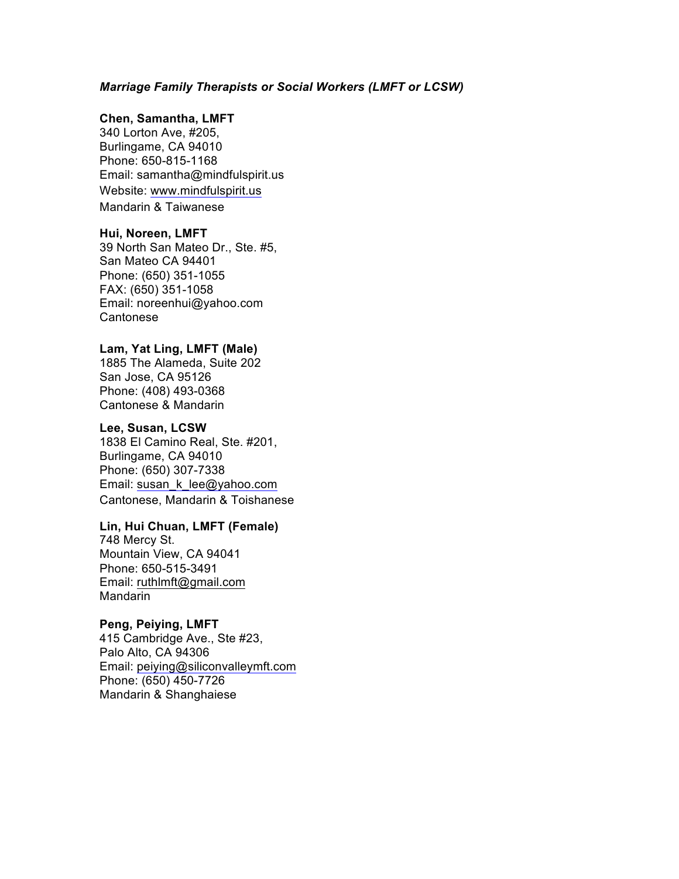***Marriage Family Therapists or Social Workers (LMFT or LCSW)***

**Chen, Samantha, LMFT**
340 Lorton Ave, #205,
Burlingame, CA 94010
Phone: 650-815-1168
Email: samantha@mindfulspirit.us
Website: www.mindfulspirit.us
Mandarin & Taiwanese

**Hui, Noreen, LMFT**
39 North San Mateo Dr., Ste. #5,
San Mateo CA 94401
Phone: (650) 351-1055
FAX: (650) 351-1058
Email: noreenhui@yahoo.com
Cantonese

**Lam, Yat Ling, LMFT (Male)**
1885 The Alameda, Suite 202
San Jose, CA 95126
Phone: (408) 493-0368
Cantonese & Mandarin

**Lee, Susan, LCSW**
1838 El Camino Real, Ste. #201,
Burlingame, CA 94010
Phone: (650) 307-7338
Email: susan_k_lee@yahoo.com
Cantonese, Mandarin & Toishanese

**Lin, Hui Chuan, LMFT (Female)**
748 Mercy St.
Mountain View, CA 94041
Phone: 650-515-3491
Email: ruthlmft@gmail.com
Mandarin

**Peng, Peiying, LMFT**
415 Cambridge Ave., Ste #23,
Palo Alto, CA 94306
Email: peiying@siliconvalleymft.com
Phone: (650) 450-7726
Mandarin & Shanghaiese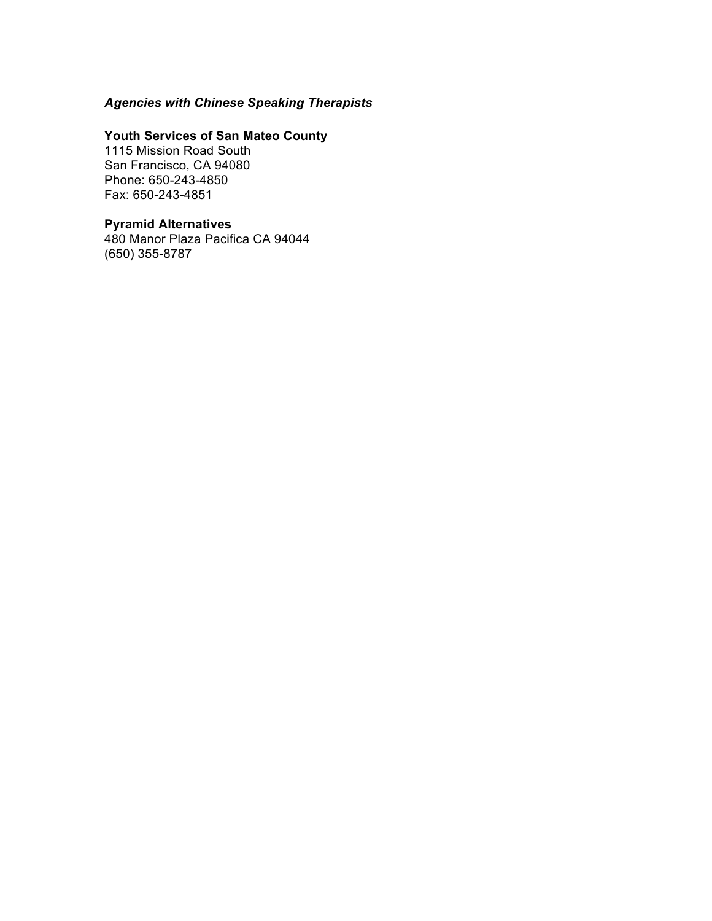*Agencies with Chinese Speaking Therapists*

**Youth Services of San Mateo County**
1115 Mission Road South
San Francisco, CA 94080
Phone: 650-243-4850
Fax: 650-243-4851

**Pyramid Alternatives**
480 Manor Plaza Pacifica CA 94044
(650) 355-8787